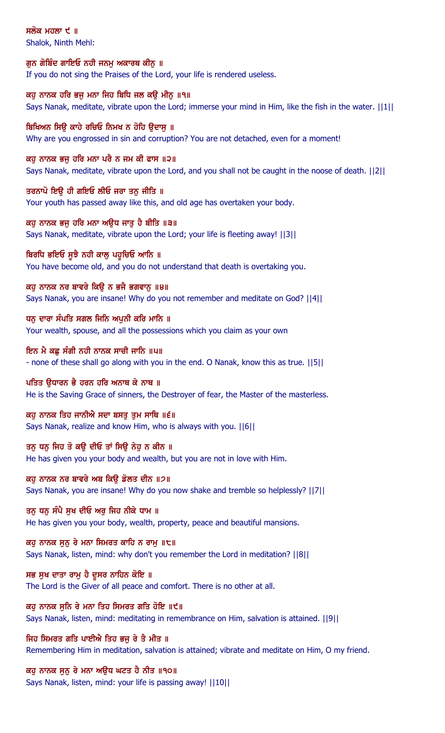ਸਲੋਕ ਮਹਲਾ ੯ ॥
Shalok, Ninth Mehl:

ਗੁਨ ਗੋਬਿੰਦ ਗਾਇਓ ਨਹੀ ਜਨਮੁ ਅਕਾਰਥ ਕੀਨੁ ॥
If you do not sing the Praises of the Lord, your life is rendered useless.

ਕਹੁ ਨਾਨਕ ਹਰਿ ਭਜੁ ਮਨਾ ਜਿਹ ਬਿਧਿ ਜਲ ਕਉ ਮੀਨੁ ॥੧॥
Says Nanak, meditate, vibrate upon the Lord; immerse your mind in Him, like the fish in the water. ||1||

ਬਿਖਿਅਨ ਸਿਉ ਕਾਹੇ ਰਚਿਓ ਨਿਮਖ ਨ ਹੋਹਿ ਉਦਾਸੁ ॥
Why are you engrossed in sin and corruption? You are not detached, even for a moment!

ਕਹੁ ਨਾਨਕ ਭਜੁ ਹਰਿ ਮਨਾ ਪਰੈ ਨ ਜਮ ਕੀ ਫਾਸ ॥੨॥
Says Nanak, meditate, vibrate upon the Lord, and you shall not be caught in the noose of death. ||2||

ਤਰਨਾਪੋ ਇਉ ਹੀ ਗਇਓ ਲੀਓ ਜਰਾ ਤਨੁ ਜੀਤਿ ॥
Your youth has passed away like this, and old age has overtaken your body.

ਕਹੁ ਨਾਨਕ ਭਜੁ ਹਰਿ ਮਨਾ ਅਉਧ ਜਾਤੁ ਹੈ ਬੀਤਿ ॥੩॥
Says Nanak, meditate, vibrate upon the Lord; your life is fleeting away! ||3||

ਬਿਰਧਿ ਭਇਓ ਸੂਝੈ ਨਹੀ ਕਾਲੁ ਪਹੂਚਿਓ ਆਨਿ ॥
You have become old, and you do not understand that death is overtaking you.

ਕਹੁ ਨਾਨਕ ਨਰ ਬਾਵਰੇ ਕਿਉ ਨ ਭਜੈ ਭਗਵਾਨੁ ॥੪॥
Says Nanak, you are insane! Why do you not remember and meditate on God? ||4||

ਧਨੁ ਦਾਰਾ ਸੰਪਤਿ ਸਗਲ ਜਿਨਿ ਅਪੁਨੀ ਕਰਿ ਮਾਨਿ ॥
Your wealth, spouse, and all the possessions which you claim as your own

ਇਨ ਮੈ ਕਛੁ ਸੰਗੀ ਨਹੀ ਨਾਨਕ ਸਾਚੀ ਜਾਨਿ ॥੫॥
- none of these shall go along with you in the end. O Nanak, know this as true. ||5||

ਪਤਿਤ ਉਧਾਰਨ ਭੈ ਹਰਨ ਹਰਿ ਅਨਾਥ ਕੇ ਨਾਥ ॥
He is the Saving Grace of sinners, the Destroyer of fear, the Master of the masterless.

ਕਹੁ ਨਾਨਕ ਤਿਹ ਜਾਨੀਐ ਸਦਾ ਬਸਤੁ ਤੁਮ ਸਾਥਿ ॥੬॥
Says Nanak, realize and know Him, who is always with you. ||6||

ਤਨੁ ਧਨੁ ਜਿਹ ਤੋ ਕਉ ਦੀਓ ਤਾਂ ਸਿਉ ਨੇਹੁ ਨ ਕੀਨ ॥
He has given you your body and wealth, but you are not in love with Him.

ਕਹੁ ਨਾਨਕ ਨਰ ਬਾਵਰੇ ਅਬ ਕਿਉ ਡੋਲਤ ਦੀਨ ॥੭॥
Says Nanak, you are insane! Why do you now shake and tremble so helplessly? ||7||

ਤਨੁ ਧਨੁ ਸੰਪੈ ਸੁਖ ਦੀਓ ਅਰੁ ਜਿਹ ਨੀਕੇ ਧਾਮ ॥
He has given you your body, wealth, property, peace and beautiful mansions.

ਕਹੁ ਨਾਨਕ ਸੁਨੁ ਰੇ ਮਨਾ ਸਿਮਰਤ ਕਾਹਿ ਨ ਰਾਮੁ ॥੮॥
Says Nanak, listen, mind: why don't you remember the Lord in meditation? ||8||

ਸਭ ਸੁਖ ਦਾਤਾ ਰਾਮੁ ਹੈ ਦੂਸਰ ਨਾਹਿਨ ਕੋਇ ॥
The Lord is the Giver of all peace and comfort. There is no other at all.

ਕਹੁ ਨਾਨਕ ਸੁਨਿ ਰੇ ਮਨਾ ਤਿਹ ਸਿਮਰਤ ਗਤਿ ਹੋਇ ॥੯॥
Says Nanak, listen, mind: meditating in remembrance on Him, salvation is attained. ||9||

ਜਿਹ ਸਿਮਰਤ ਗਤਿ ਪਾਈਐ ਤਿਹ ਭਜੁ ਰੇ ਤੈ ਮੀਤ ॥
Remembering Him in meditation, salvation is attained; vibrate and meditate on Him, O my friend.

ਕਹੁ ਨਾਨਕ ਸੁਨੁ ਰੇ ਮਨਾ ਅਉਧ ਘਟਤ ਹੈ ਨੀਤ ॥੧੦॥
Says Nanak, listen, mind: your life is passing away! ||10||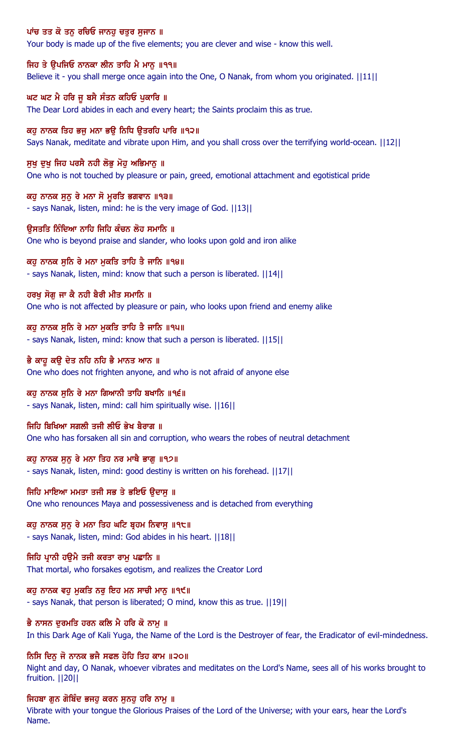ਪਾਂਚ ਤਤ ਕੋ ਤਨੁ ਰਚਿਓ ਜਾਨਹੁ ਚਤੁਰ ਸੁਜਾਨ ॥

Your body is made up of the five elements; you are clever and wise - know this well.

ਜਿਹ ਤੇ ਉਪਜਿਓ ਨਾਨਕਾ ਲੀਨ ਤਾਹਿ ਮੈ ਮਾਨੁ ॥੧੧॥

Believe it - you shall merge once again into the One, O Nanak, from whom you originated. ||11||

ਘਟ ਘਟ ਮੈ ਹਰਿ ਜੂ ਬਸੈ ਸੰਤਨ ਕਹਿਓ ਪੁਕਾਰਿ ॥

The Dear Lord abides in each and every heart; the Saints proclaim this as true.

ਕਹੁ ਨਾਨਕ ਤਿਹ ਭਜੁ ਮਨਾ ਭਉ ਨਿਧਿ ਉਤਰਹਿ ਪਾਰਿ ॥੧੨॥

Says Nanak, meditate and vibrate upon Him, and you shall cross over the terrifying world-ocean. ||12||

ਸੁਖੁ ਦੁਖੁ ਜਿਹ ਪਰਸੈ ਨਹੀ ਲੋਭੁ ਮੋਹੁ ਅਭਿਮਾਨੁ ॥

One who is not touched by pleasure or pain, greed, emotional attachment and egotistical pride

ਕਹੁ ਨਾਨਕ ਸੁਨੁ ਰੇ ਮਨਾ ਸੋ ਮੂਰਤਿ ਭਗਵਾਨ ॥੧੩॥

- says Nanak, listen, mind: he is the very image of God. ||13||

ਉਸਤਤਿ ਨਿੰਦਿਆ ਨਾਹਿ ਜਿਹਿ ਕੰਚਨ ਲੋਹ ਸਮਾਨਿ ॥

One who is beyond praise and slander, who looks upon gold and iron alike

ਕਹੁ ਨਾਨਕ ਸੁਨਿ ਰੇ ਮਨਾ ਮੁਕਤਿ ਤਾਹਿ ਤੈ ਜਾਨਿ ॥੧੪॥

- says Nanak, listen, mind: know that such a person is liberated. ||14||

ਹਰਖੁ ਸੋਗੁ ਜਾ ਕੈ ਨਹੀ ਬੈਰੀ ਮੀਤ ਸਮਾਨਿ ॥

One who is not affected by pleasure or pain, who looks upon friend and enemy alike

ਕਹੁ ਨਾਨਕ ਸੁਨਿ ਰੇ ਮਨਾ ਮੁਕਤਿ ਤਾਹਿ ਤੈ ਜਾਨਿ ॥੧੫॥

- says Nanak, listen, mind: know that such a person is liberated. ||15||

ਭੈ ਕਾਹੂ ਕਉ ਦੇਤ ਨਹਿ ਨਹਿ ਭੈ ਮਾਨਤ ਆਨ ॥

One who does not frighten anyone, and who is not afraid of anyone else

ਕਹੁ ਨਾਨਕ ਸੁਨਿ ਰੇ ਮਨਾ ਗਿਆਨੀ ਤਾਹਿ ਬਖਾਨਿ ॥੧੬॥

- says Nanak, listen, mind: call him spiritually wise. ||16||

ਜਿਹਿ ਬਿਖਿਆ ਸਗਲੀ ਤਜੀ ਲੀਓ ਭੇਖ ਬੈਰਾਗ ॥

One who has forsaken all sin and corruption, who wears the robes of neutral detachment

ਕਹੁ ਨਾਨਕ ਸੁਨੁ ਰੇ ਮਨਾ ਤਿਹ ਨਰ ਮਾਥੈ ਭਾਗੁ ॥੧੭॥

- says Nanak, listen, mind: good destiny is written on his forehead. ||17||

ਜਿਹਿ ਮਾਇਆ ਮਮਤਾ ਤਜੀ ਸਭ ਤੇ ਭਇਓ ਉਦਾਸੁ ॥

One who renounces Maya and possessiveness and is detached from everything

ਕਹੁ ਨਾਨਕ ਸੁਨੁ ਰੇ ਮਨਾ ਤਿਹ ਘਟਿ ਬ੍ਰਹਮ ਨਿਵਾਸੁ ॥੧੮॥

- says Nanak, listen, mind: God abides in his heart. ||18||

ਜਿਹਿ ਪ੍ਰਾਨੀ ਹਉਮੈ ਤਜੀ ਕਰਤਾ ਰਾਮੁ ਪਛਾਨਿ ॥

That mortal, who forsakes egotism, and realizes the Creator Lord

ਕਹੁ ਨਾਨਕ ਵਹੁ ਮੁਕਤਿ ਨਰੁ ਇਹ ਮਨ ਸਾਚੀ ਮਾਨੁ ॥੧੯॥

- says Nanak, that person is liberated; O mind, know this as true. ||19||

ਭੈ ਨਾਸਨ ਦੁਰਮਤਿ ਹਰਨ ਕਲਿ ਮੈ ਹਰਿ ਕੋ ਨਾਮੁ ॥

In this Dark Age of Kali Yuga, the Name of the Lord is the Destroyer of fear, the Eradicator of evil-mindedness.

ਨਿਸਿ ਦਿਨੁ ਜੋ ਨਾਨਕ ਭਜੈ ਸਫਲ ਹੋਹਿ ਤਿਹ ਕਾਮ ॥੨੦॥

Night and day, O Nanak, whoever vibrates and meditates on the Lord's Name, sees all of his works brought to fruition. ||20||

ਜਿਹਬਾ ਗੁਨ ਗੋਬਿੰਦ ਭਜਹੁ ਕਰਨ ਸੁਨਹੁ ਹਰਿ ਨਾਮੁ ॥

Vibrate with your tongue the Glorious Praises of the Lord of the Universe; with your ears, hear the Lord's Name.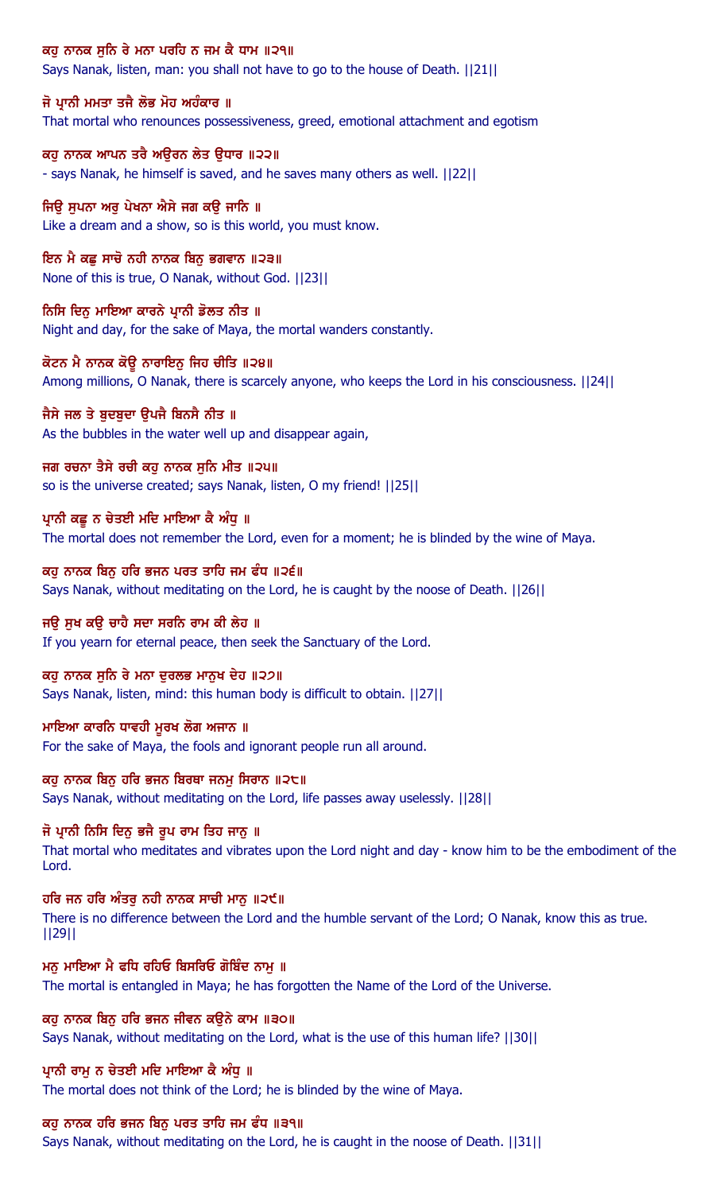ਕਹੁ ਨਾਨਕ ਸੁਨਿ ਰੇ ਮਨਾ ਪਰਹਿ ਨ ਜਮ ਕੈ ਧਾਮ ॥੨੧॥
Says Nanak, listen, man: you shall not have to go to the house of Death. ||21||

ਜੋ ਪ੍ਰਾਨੀ ਮਮਤਾ ਤਜੈ ਲੋਭ ਮੋਹ ਅਹੰਕਾਰ ॥
That mortal who renounces possessiveness, greed, emotional attachment and egotism

ਕਹੁ ਨਾਨਕ ਆਪਨ ਤਰੈ ਅਉਰਨ ਲੇਤ ਉਧਾਰ ॥੨੨॥
- says Nanak, he himself is saved, and he saves many others as well. ||22||

ਜਿਉ ਸੁਪਨਾ ਅਰੁ ਪੇਖਨਾ ਐਸੇ ਜਗ ਕਉ ਜਾਨਿ ॥
Like a dream and a show, so is this world, you must know.

ਇਨ ਮੈ ਕਛੁ ਸਾਚੋ ਨਹੀ ਨਾਨਕ ਬਿਨੁ ਭਗਵਾਨ ॥੨੩॥
None of this is true, O Nanak, without God. ||23||

ਨਿਸਿ ਦਿਨੁ ਮਾਇਆ ਕਾਰਨੇ ਪ੍ਰਾਨੀ ਡੋਲਤ ਨੀਤ ॥
Night and day, for the sake of Maya, the mortal wanders constantly.

ਕੋਟਨ ਮੈ ਨਾਨਕ ਕੋਊ ਨਾਰਾਇਨੁ ਜਿਹ ਚੀਤਿ ॥੨੪॥
Among millions, O Nanak, there is scarcely anyone, who keeps the Lord in his consciousness. ||24||

ਜੈਸੇ ਜਲ ਤੇ ਬੁਦਬੁਦਾ ਉਪਜੈ ਬਿਨਸੈ ਨੀਤ ॥
As the bubbles in the water well up and disappear again,

ਜਗ ਰਚਨਾ ਤੈਸੇ ਰਚੀ ਕਹੁ ਨਾਨਕ ਸੁਨਿ ਮੀਤ ॥੨੫॥
so is the universe created; says Nanak, listen, O my friend! ||25||

ਪ੍ਰਾਨੀ ਕਛੂ ਨ ਚੇਤਈ ਮਦਿ ਮਾਇਆ ਕੈ ਅੰਧੁ ॥
The mortal does not remember the Lord, even for a moment; he is blinded by the wine of Maya.

ਕਹੁ ਨਾਨਕ ਬਿਨੁ ਹਰਿ ਭਜਨ ਪਰਤ ਤਾਹਿ ਜਮ ਫੰਧ ॥੨੬॥
Says Nanak, without meditating on the Lord, he is caught by the noose of Death. ||26||

ਜਉ ਸੁਖ ਕਉ ਚਾਹੈ ਸਦਾ ਸਰਨਿ ਰਾਮ ਕੀ ਲੇਹ ॥
If you yearn for eternal peace, then seek the Sanctuary of the Lord.

ਕਹੁ ਨਾਨਕ ਸੁਨਿ ਰੇ ਮਨਾ ਦੁਰਲਭ ਮਾਨੁਖ ਦੇਹ ॥੨੭॥
Says Nanak, listen, mind: this human body is difficult to obtain. ||27||

ਮਾਇਆ ਕਾਰਨਿ ਧਾਵਹੀ ਮੂਰਖ ਲੋਗ ਅਜਾਨ ॥
For the sake of Maya, the fools and ignorant people run all around.

ਕਹੁ ਨਾਨਕ ਬਿਨੁ ਹਰਿ ਭਜਨ ਬਿਰਥਾ ਜਨਮੁ ਸਿਰਾਨ ॥੨੮॥
Says Nanak, without meditating on the Lord, life passes away uselessly. ||28||

ਜੋ ਪ੍ਰਾਨੀ ਨਿਸਿ ਦਿਨੁ ਭਜੈ ਰੂਪ ਰਾਮ ਤਿਹ ਜਾਨੁ ॥
That mortal who meditates and vibrates upon the Lord night and day - know him to be the embodiment of the Lord.

ਹਰਿ ਜਨ ਹਰਿ ਅੰਤਰੁ ਨਹੀ ਨਾਨਕ ਸਾਚੀ ਮਾਨੁ ॥੨੯॥
There is no difference between the Lord and the humble servant of the Lord; O Nanak, know this as true. ||29||

ਮਨੁ ਮਾਇਆ ਮੈ ਫਧਿ ਰਹਿਓ ਬਿਸਰਿਓ ਗੋਬਿੰਦ ਨਾਮੁ ॥
The mortal is entangled in Maya; he has forgotten the Name of the Lord of the Universe.

ਕਹੁ ਨਾਨਕ ਬਿਨੁ ਹਰਿ ਭਜਨ ਜੀਵਨ ਕਉਨੇ ਕਾਮ ॥੩੦॥
Says Nanak, without meditating on the Lord, what is the use of this human life? ||30||

ਪ੍ਰਾਨੀ ਰਾਮੁ ਨ ਚੇਤਈ ਮਦਿ ਮਾਇਆ ਕੈ ਅੰਧੁ ॥
The mortal does not think of the Lord; he is blinded by the wine of Maya.

ਕਹੁ ਨਾਨਕ ਹਰਿ ਭਜਨ ਬਿਨੁ ਪਰਤ ਤਾਹਿ ਜਮ ਫੰਧ ॥੩੧॥
Says Nanak, without meditating on the Lord, he is caught in the noose of Death. ||31||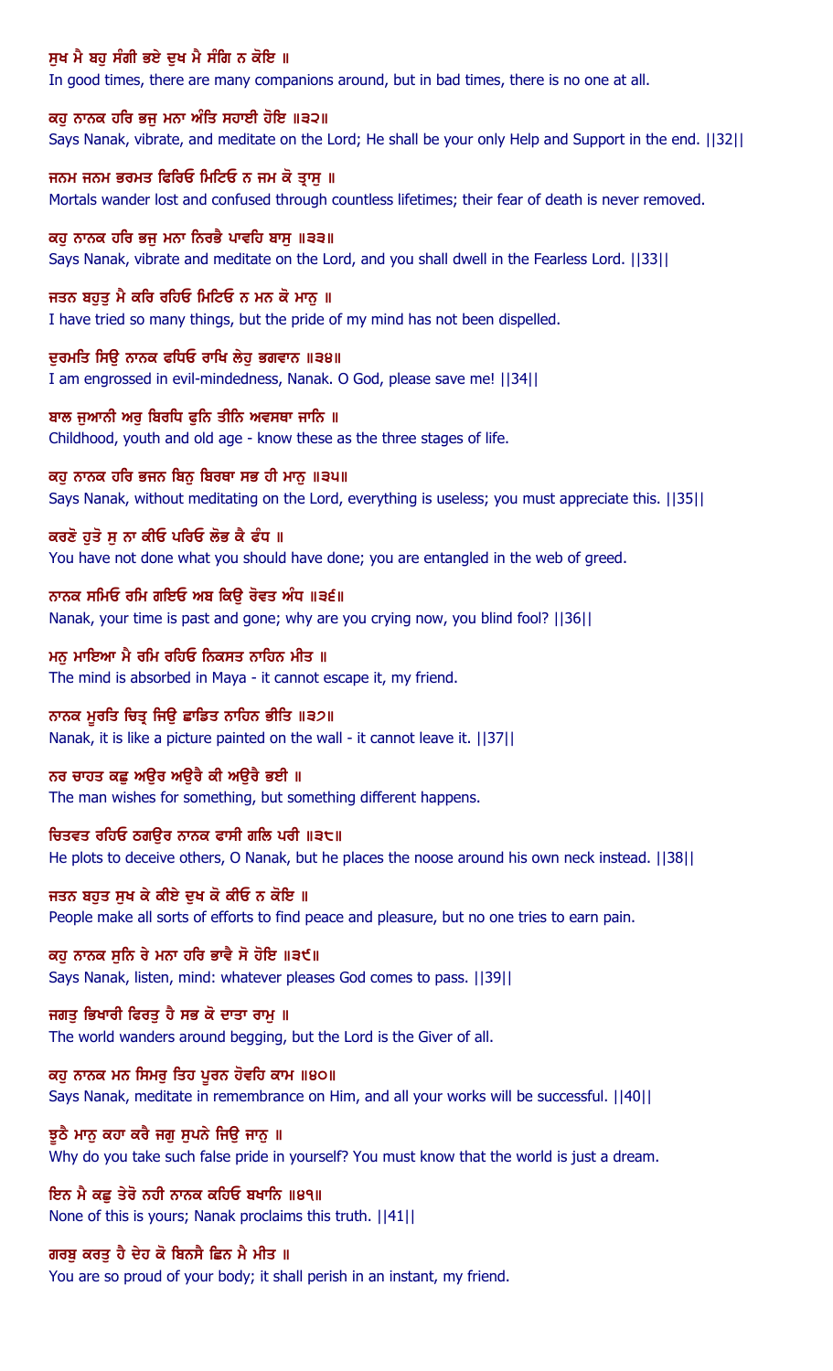ਸੁਖ ਮੈ ਬਹੁ ਸੰਗੀ ਭਏ ਦੁਖ ਮੈ ਸੰਗਿ ਨ ਕੋਇ ॥
In good times, there are many companions around, but in bad times, there is no one at all.

ਕਹੁ ਨਾਨਕ ਹਰਿ ਭਜੁ ਮਨਾ ਅੰਤਿ ਸਹਾਈ ਹੋਇ ॥੩੨॥
Says Nanak, vibrate, and meditate on the Lord; He shall be your only Help and Support in the end. ||32||

ਜਨਮ ਜਨਮ ਭਰਮਤ ਫਿਰਿਓ ਮਿਟਿਓ ਨ ਜਮ ਕੋ ਤ੍ਰਾਸੁ ॥
Mortals wander lost and confused through countless lifetimes; their fear of death is never removed.

ਕਹੁ ਨਾਨਕ ਹਰਿ ਭਜੁ ਮਨਾ ਨਿਰਭੈ ਪਾਵਹਿ ਬਾਸੁ ॥੩੩॥
Says Nanak, vibrate and meditate on the Lord, and you shall dwell in the Fearless Lord. ||33||

ਜਤਨ ਬਹੁਤੁ ਮੈ ਕਰਿ ਰਹਿਓ ਮਿਟਿਓ ਨ ਮਨ ਕੋ ਮਾਨੁ ॥
I have tried so many things, but the pride of my mind has not been dispelled.

ਦੁਰਮਤਿ ਸਿਉ ਨਾਨਕ ਫਧਿਓ ਰਾਖਿ ਲੇਹੁ ਭਗਵਾਨ ॥੩੪॥
I am engrossed in evil-mindedness, Nanak. O God, please save me! ||34||

ਬਾਲ ਜੁਆਨੀ ਅਰੁ ਬਿਰਧਿ ਫੁਨਿ ਤੀਨਿ ਅਵਸਥਾ ਜਾਨਿ ॥
Childhood, youth and old age - know these as the three stages of life.

ਕਹੁ ਨਾਨਕ ਹਰਿ ਭਜਨ ਬਿਨੁ ਬਿਰਥਾ ਸਭ ਹੀ ਮਾਨੁ ॥੩੫॥
Says Nanak, without meditating on the Lord, everything is useless; you must appreciate this. ||35||

ਕਰਣੋ ਹੁਤੋ ਸੁ ਨਾ ਕੀਓ ਪਰਿਓ ਲੋਭ ਕੈ ਫੰਧ ॥
You have not done what you should have done; you are entangled in the web of greed.

ਨਾਨਕ ਸਮਿਓ ਰਮਿ ਗਇਓ ਅਬ ਕਿਉ ਰੋਵਤ ਅੰਧ ॥੩੬॥
Nanak, your time is past and gone; why are you crying now, you blind fool? ||36||

ਮਨੁ ਮਾਇਆ ਮੈ ਰਮਿ ਰਹਿਓ ਨਿਕਸਤ ਨਾਹਿਨ ਮੀਤ ॥
The mind is absorbed in Maya - it cannot escape it, my friend.

ਨਾਨਕ ਮੂਰਤਿ ਚਿਤ੍ਰ ਜਿਉ ਛਾਡਿਤ ਨਾਹਿਨ ਭੀਤਿ ॥੩੭॥
Nanak, it is like a picture painted on the wall - it cannot leave it. ||37||

ਨਰ ਚਾਹਤ ਕਛੁ ਅਉਰ ਅਉਰੈ ਕੀ ਅਉਰੈ ਭਈ ॥
The man wishes for something, but something different happens.

ਚਿਤਵਤ ਰਹਿਓ ਠਗਉਰ ਨਾਨਕ ਫਾਸੀ ਗਲਿ ਪਰੀ ॥੩੮॥
He plots to deceive others, O Nanak, but he places the noose around his own neck instead. ||38||

ਜਤਨ ਬਹੁਤ ਸੁਖ ਕੇ ਕੀਏ ਦੁਖ ਕੋ ਕੀਓ ਨ ਕੋਇ ॥
People make all sorts of efforts to find peace and pleasure, but no one tries to earn pain.

ਕਹੁ ਨਾਨਕ ਸੁਨਿ ਰੇ ਮਨਾ ਹਰਿ ਭਾਵੈ ਸੋ ਹੋਇ ॥੩੯॥
Says Nanak, listen, mind: whatever pleases God comes to pass. ||39||

ਜਗਤੁ ਭਿਖਾਰੀ ਫਿਰਤੁ ਹੈ ਸਭ ਕੋ ਦਾਤਾ ਰਾਮੁ ॥
The world wanders around begging, but the Lord is the Giver of all.

ਕਹੁ ਨਾਨਕ ਮਨ ਸਿਮਰੁ ਤਿਹ ਪੂਰਨ ਹੋਵਹਿ ਕਾਮ ॥੪੦॥
Says Nanak, meditate in remembrance on Him, and all your works will be successful. ||40||

ਝੂਠੈ ਮਾਨੁ ਕਹਾ ਕਰੈ ਜਗੁ ਸੁਪਨੇ ਜਿਉ ਜਾਨੁ ॥
Why do you take such false pride in yourself? You must know that the world is just a dream.

ਇਨ ਮੈ ਕਛੁ ਤੇਰੋ ਨਹੀ ਨਾਨਕ ਕਹਿਓ ਬਖਾਨਿ ॥੪੧॥
None of this is yours; Nanak proclaims this truth. ||41||

ਗਰਬੁ ਕਰਤੁ ਹੈ ਦੇਹ ਕੋ ਬਿਨਸੈ ਛਿਨ ਮੈ ਮੀਤ ॥
You are so proud of your body; it shall perish in an instant, my friend.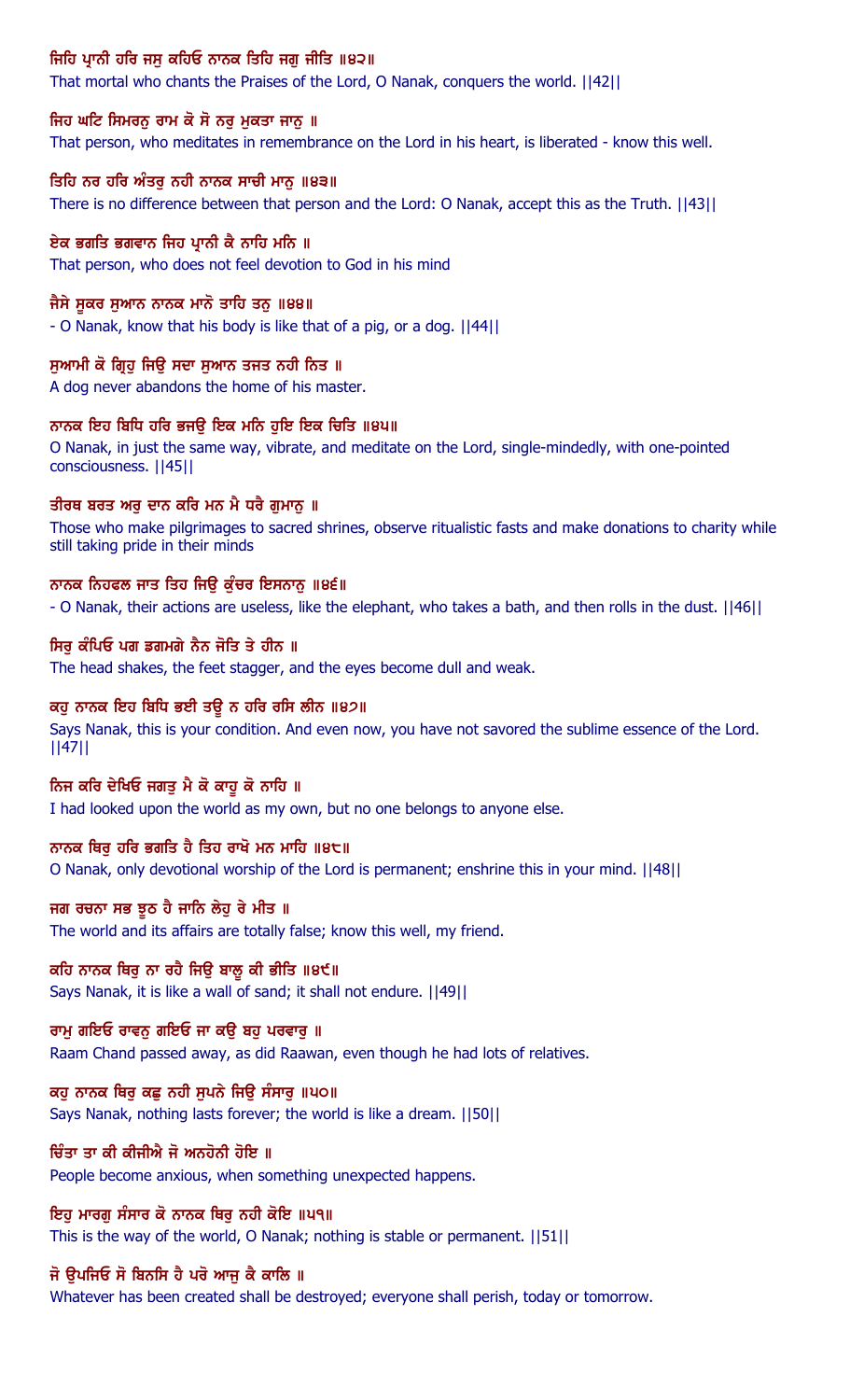ਜਿਹਿ ਪ੍ਰਾਨੀ ਹਰਿ ਜਸੁ ਕਹਿਓ ਨਾਨਕ ਤਿਹਿ ਜਗੁ ਜੀਤਿ ॥੪੨॥

That mortal who chants the Praises of the Lord, O Nanak, conquers the world. ||42||

ਜਿਹ ਘਟਿ ਸਿਮਰਨੁ ਰਾਮ ਕੋ ਸੋ ਨਰੁ ਮੁਕਤਾ ਜਾਨੁ ॥

That person, who meditates in remembrance on the Lord in his heart, is liberated - know this well.

ਤਿਹਿ ਨਰ ਹਰਿ ਅੰਤਰੁ ਨਹੀ ਨਾਨਕ ਸਾਚੀ ਮਾਨੁ ॥੪੩॥

There is no difference between that person and the Lord: O Nanak, accept this as the Truth. ||43||

ਏਕ ਭਗਤਿ ਭਗਵਾਨ ਜਿਹ ਪ੍ਰਾਨੀ ਕੈ ਨਾਹਿ ਮਨਿ ॥

That person, who does not feel devotion to God in his mind

ਜੈਸੇ ਸੂਕਰ ਸੁਆਨ ਨਾਨਕ ਮਾਨੋ ਤਾਹਿ ਤਨੁ ॥੪੪॥

- O Nanak, know that his body is like that of a pig, or a dog. ||44||

ਸੁਆਮੀ ਕੋ ਗ੍ਰਿਹੁ ਜਿਉ ਸਦਾ ਸੁਆਨ ਤਜਤ ਨਹੀ ਨਿਤ ॥

A dog never abandons the home of his master.

ਨਾਨਕ ਇਹ ਬਿਧਿ ਹਰਿ ਭਜਉ ਇਕ ਮਨਿ ਹੁਇ ਇਕ ਚਿਤਿ ॥੪੫॥

O Nanak, in just the same way, vibrate, and meditate on the Lord, single-mindedly, with one-pointed consciousness. ||45||

ਤੀਰਥ ਬਰਤ ਅਰੁ ਦਾਨ ਕਰਿ ਮਨ ਮੈ ਧਰੈ ਗੁਮਾਨੁ ॥

Those who make pilgrimages to sacred shrines, observe ritualistic fasts and make donations to charity while still taking pride in their minds

ਨਾਨਕ ਨਿਹਫਲ ਜਾਤ ਤਿਹ ਜਿਉ ਕੁੰਚਰ ਇਸਨਾਨੁ ॥੪੬॥

- O Nanak, their actions are useless, like the elephant, who takes a bath, and then rolls in the dust. ||46||

ਸਿਰੁ ਕੰਪਿਓ ਪਗ ਡਗਮਗੇ ਨੈਨ ਜੋਤਿ ਤੇ ਹੀਨ ॥

The head shakes, the feet stagger, and the eyes become dull and weak.

ਕਹੁ ਨਾਨਕ ਇਹ ਬਿਧਿ ਭਈ ਤਊ ਨ ਹਰਿ ਰਸਿ ਲੀਨ ॥੪੭॥

Says Nanak, this is your condition. And even now, you have not savored the sublime essence of the Lord. ||47||

ਨਿਜ ਕਰਿ ਦੇਖਿਓ ਜਗਤੁ ਮੈ ਕੋ ਕਾਹੂ ਕੋ ਨਾਹਿ ॥

I had looked upon the world as my own, but no one belongs to anyone else.

ਨਾਨਕ ਥਿਰੁ ਹਰਿ ਭਗਤਿ ਹੈ ਤਿਹ ਰਾਖੋ ਮਨ ਮਾਹਿ ॥੪੮॥

O Nanak, only devotional worship of the Lord is permanent; enshrine this in your mind. ||48||

ਜਗ ਰਚਨਾ ਸਭ ਝੂਠ ਹੈ ਜਾਨਿ ਲੇਹੁ ਰੇ ਮੀਤ ॥

The world and its affairs are totally false; know this well, my friend.

ਕਹਿ ਨਾਨਕ ਥਿਰੁ ਨਾ ਰਹੈ ਜਿਉ ਬਾਲੂ ਕੀ ਭੀਤਿ ॥੪੯॥

Says Nanak, it is like a wall of sand; it shall not endure. ||49||

ਰਾਮੁ ਗਇਓ ਰਾਵਨੁ ਗਇਓ ਜਾ ਕਉ ਬਹੁ ਪਰਵਾਰੁ ॥

Raam Chand passed away, as did Raawan, even though he had lots of relatives.

ਕਹੁ ਨਾਨਕ ਥਿਰੁ ਕਛੁ ਨਹੀ ਸੁਪਨੇ ਜਿਉ ਸੰਸਾਰੁ ॥੫੦॥

Says Nanak, nothing lasts forever; the world is like a dream. ||50||

ਚਿੰਤਾ ਤਾ ਕੀ ਕੀਜੀਐ ਜੋ ਅਨਹੋਨੀ ਹੋਇ ॥

People become anxious, when something unexpected happens.

ਇਹੁ ਮਾਰਗੁ ਸੰਸਾਰ ਕੋ ਨਾਨਕ ਥਿਰੁ ਨਹੀ ਕੋਇ ॥੫੧॥

This is the way of the world, O Nanak; nothing is stable or permanent. ||51||

ਜੋ ਉਪਜਿਓ ਸੋ ਬਿਨਸਿ ਹੈ ਪਰੋ ਆਜੁ ਕੈ ਕਾਲਿ ॥

Whatever has been created shall be destroyed; everyone shall perish, today or tomorrow.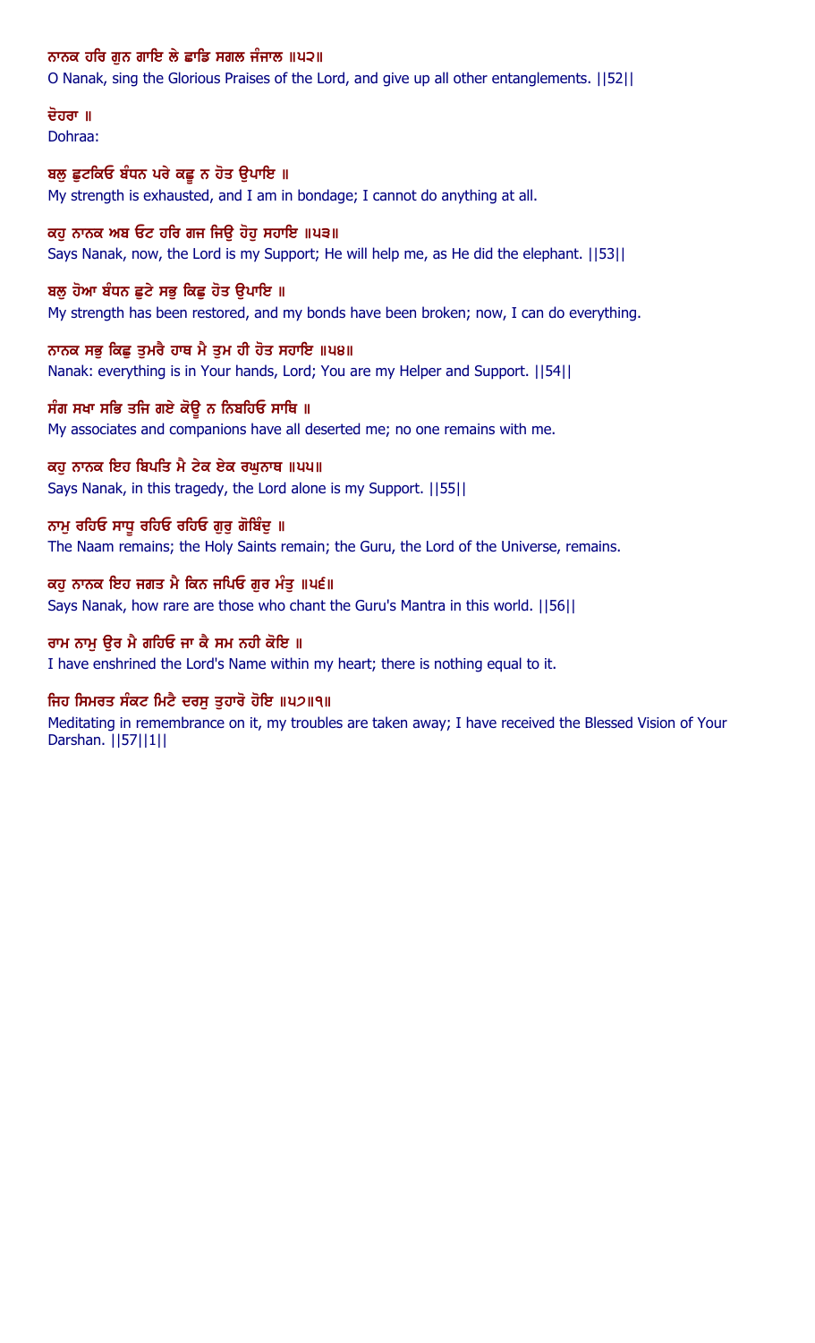ਨਾਨਕ ਹਰਿ ਗੁਨ ਗਾਇ ਲੇ ਛਾਡਿ ਸਗਲ ਜੰਜਾਲ ॥੫੨॥

O Nanak, sing the Glorious Praises of the Lord, and give up all other entanglements. ||52||

ਦੋਹਰਾ ॥

Dohraa:

ਬਲੁ ਛੁਟਕਿਓ ਬੰਧਨ ਪਰੇ ਕਛੂ ਨ ਹੋਤ ਉਪਾਇ ॥

My strength is exhausted, and I am in bondage; I cannot do anything at all.

ਕਹੁ ਨਾਨਕ ਅਬ ਓਟ ਹਰਿ ਗਜ ਜਿਉ ਹੋਹੁ ਸਹਾਇ ॥੫੩॥

Says Nanak, now, the Lord is my Support; He will help me, as He did the elephant. ||53||

ਬਲੁ ਹੋਆ ਬੰਧਨ ਛੁਟੇ ਸਭੁ ਕਿਛੁ ਹੋਤ ਉਪਾਇ ॥

My strength has been restored, and my bonds have been broken; now, I can do everything.

ਨਾਨਕ ਸਭੁ ਕਿਛੁ ਤੁਮਰੈ ਹਾਥ ਮੈ ਤੁਮ ਹੀ ਹੋਤ ਸਹਾਇ ॥੫੪॥

Nanak: everything is in Your hands, Lord; You are my Helper and Support. ||54||

ਸੰਗ ਸਖਾ ਸਭਿ ਤਜਿ ਗਏ ਕੋਊ ਨ ਨਿਬਹਿਓ ਸਾਥਿ ॥

My associates and companions have all deserted me; no one remains with me.

ਕਹੁ ਨਾਨਕ ਇਹ ਬਿਪਤਿ ਮੈ ਟੇਕ ਏਕ ਰਘੁਨਾਥ ॥੫੫॥

Says Nanak, in this tragedy, the Lord alone is my Support. ||55||

ਨਾਮੁ ਰਹਿਓ ਸਾਧੂ ਰਹਿਓ ਰਹਿਓ ਗੁਰੁ ਗੋਬਿੰਦੁ ॥

The Naam remains; the Holy Saints remain; the Guru, the Lord of the Universe, remains.

ਕਹੁ ਨਾਨਕ ਇਹ ਜਗਤ ਮੈ ਕਿਨ ਜਪਿਓ ਗੁਰ ਮੰਤੁ ॥੫੬॥

Says Nanak, how rare are those who chant the Guru's Mantra in this world. ||56||

ਰਾਮ ਨਾਮੁ ਉਰ ਮੈ ਗਹਿਓ ਜਾ ਕੈ ਸਮ ਨਹੀ ਕੋਇ ॥

I have enshrined the Lord's Name within my heart; there is nothing equal to it.

ਜਿਹ ਸਿਮਰਤ ਸੰਕਟ ਮਿਟੈ ਦਰਸੁ ਤੁਹਾਰੋ ਹੋਇ ॥੫੭॥੧॥

Meditating in remembrance on it, my troubles are taken away; I have received the Blessed Vision of Your Darshan. ||57||1||